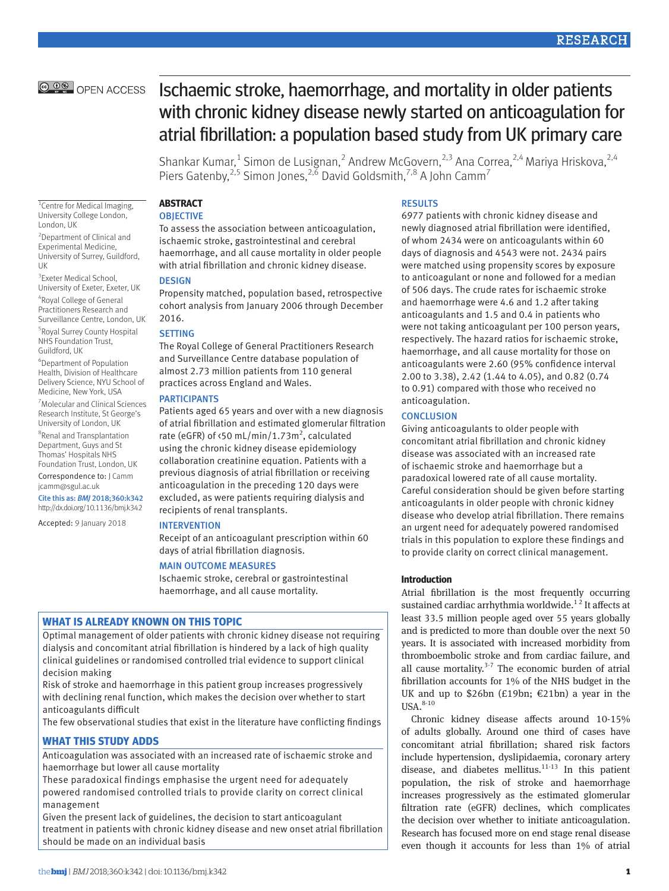OPEN ACCESS

# Ischaemic stroke, haemorrhage, and mortality in older patients with chronic kidney disease newly started on anticoagulation for atrial fibrillation: a population based study from UK primary care

Shankar Kumar,[1] Simon de Lusignan,[2] Andrew McGovern,[2,3] Ana Correa,[2,4] Mariya Hriskova,[2,4] Piers Gatenby,[2,5] Simon Jones,[2,6] David Goldsmith,[7,8] A John Camm[7]

[1]Centre for Medical Imaging, University College London, London, UK

[2]Department of Clinical and Experimental Medicine, University of Surrey, Guildford, UK

[3]Exeter Medical School, University of Exeter, Exeter, UK

[4]Royal College of General Practitioners Research and Surveillance Centre, London, UK

[5]Royal Surrey County Hospital NHS Foundation Trust, Guildford, UK

[6]Department of Population Health, Division of Healthcare Delivery Science, NYU School of Medicine, New York, USA

[7]Molecular and Clinical Sciences Research Institute, St George's University of London, UK

[8]Renal and Transplantation Department, Guys and St Thomas' Hospitals NHS Foundation Trust, London, UK

Correspondence to: J Camm jcamm@sgul.ac.uk

Cite this as: *BMJ* 2018;360:k342
http://dx.doi.org/10.1136/bmj.k342

Accepted: 9 January 2018

## ABSTRACT

### OBJECTIVE

To assess the association between anticoagulation, ischaemic stroke, gastrointestinal and cerebral haemorrhage, and all cause mortality in older people with atrial fibrillation and chronic kidney disease.

### DESIGN

Propensity matched, population based, retrospective cohort analysis from January 2006 through December 2016.

### SETTING

The Royal College of General Practitioners Research and Surveillance Centre database population of almost 2.73 million patients from 110 general practices across England and Wales.

### PARTICIPANTS

Patients aged 65 years and over with a new diagnosis of atrial fibrillation and estimated glomerular filtration rate (eGFR) of <50 mL/min/1.73m$^2$, calculated using the chronic kidney disease epidemiology collaboration creatinine equation. Patients with a previous diagnosis of atrial fibrillation or receiving anticoagulation in the preceding 120 days were excluded, as were patients requiring dialysis and recipients of renal transplants.

### INTERVENTION

Receipt of an anticoagulant prescription within 60 days of atrial fibrillation diagnosis.

### MAIN OUTCOME MEASURES

Ischaemic stroke, cerebral or gastrointestinal haemorrhage, and all cause mortality.

### RESULTS

6977 patients with chronic kidney disease and newly diagnosed atrial fibrillation were identified, of whom 2434 were on anticoagulants within 60 days of diagnosis and 4543 were not. 2434 pairs were matched using propensity scores by exposure to anticoagulant or none and followed for a median of 506 days. The crude rates for ischaemic stroke and haemorrhage were 4.6 and 1.2 after taking anticoagulants and 1.5 and 0.4 in patients who were not taking anticoagulant per 100 person years, respectively. The hazard ratios for ischaemic stroke, haemorrhage, and all cause mortality for those on anticoagulants were 2.60 (95% confidence interval 2.00 to 3.38), 2.42 (1.44 to 4.05), and 0.82 (0.74 to 0.91) compared with those who received no anticoagulation.

### CONCLUSION

Giving anticoagulants to older people with concomitant atrial fibrillation and chronic kidney disease was associated with an increased rate of ischaemic stroke and haemorrhage but a paradoxical lowered rate of all cause mortality. Careful consideration should be given before starting anticoagulants in older people with chronic kidney disease who develop atrial fibrillation. There remains an urgent need for adequately powered randomised trials in this population to explore these findings and to provide clarity on correct clinical management.

### WHAT IS ALREADY KNOWN ON THIS TOPIC

Optimal management of older patients with chronic kidney disease not requiring dialysis and concomitant atrial fibrillation is hindered by a lack of high quality clinical guidelines or randomised controlled trial evidence to support clinical decision making

Risk of stroke and haemorrhage in this patient group increases progressively with declining renal function, which makes the decision over whether to start anticoagulants difficult

The few observational studies that exist in the literature have conflicting findings

### WHAT THIS STUDY ADDS

Anticoagulation was associated with an increased rate of ischaemic stroke and haemorrhage but lower all cause mortality

These paradoxical findings emphasise the urgent need for adequately powered randomised controlled trials to provide clarity on correct clinical management

Given the present lack of guidelines, the decision to start anticoagulant treatment in patients with chronic kidney disease and new onset atrial fibrillation should be made on an individual basis

## Introduction

Atrial fibrillation is the most frequently occurring sustained cardiac arrhythmia worldwide.[1,2] It affects at least 33.5 million people aged over 55 years globally and is predicted to more than double over the next 50 years. It is associated with increased morbidity from thromboembolic stroke and from cardiac failure, and all cause mortality.[3-7] The economic burden of atrial fibrillation accounts for 1% of the NHS budget in the UK and up to $26bn (£19bn; €21bn) a year in the USA.[8-10]

Chronic kidney disease affects around 10-15% of adults globally. Around one third of cases have concomitant atrial fibrillation; shared risk factors include hypertension, dyslipidaemia, coronary artery disease, and diabetes mellitus.[11-13] In this patient population, the risk of stroke and haemorrhage increases progressively as the estimated glomerular filtration rate (eGFR) declines, which complicates the decision over whether to initiate anticoagulation. Research has focused more on end stage renal disease even though it accounts for less than 1% of atrial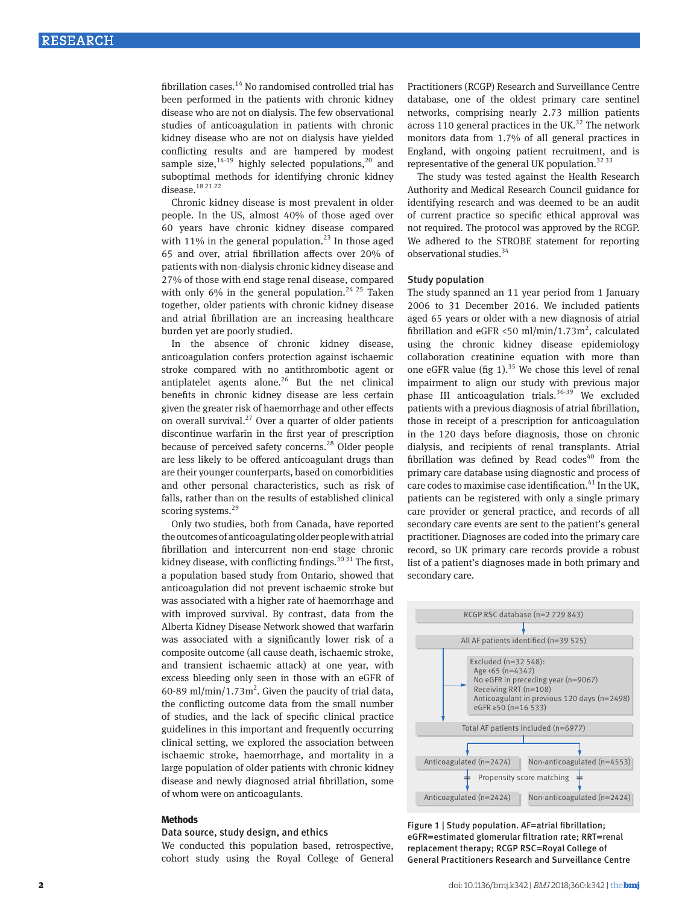fibrillation cases.[14] No randomised controlled trial has been performed in the patients with chronic kidney disease who are not on dialysis. The few observational studies of anticoagulation in patients with chronic kidney disease who are not on dialysis have yielded conflicting results and are hampered by modest sample size,[14-19] highly selected populations,[20] and suboptimal methods for identifying chronic kidney disease.[18 21 22]

Chronic kidney disease is most prevalent in older people. In the US, almost 40% of those aged over 60 years have chronic kidney disease compared with 11% in the general population.[23] In those aged 65 and over, atrial fibrillation affects over 20% of patients with non-dialysis chronic kidney disease and 27% of those with end stage renal disease, compared with only 6% in the general population.[24 25] Taken together, older patients with chronic kidney disease and atrial fibrillation are an increasing healthcare burden yet are poorly studied.

In the absence of chronic kidney disease, anticoagulation confers protection against ischaemic stroke compared with no antithrombotic agent or antiplatelet agents alone.[26] But the net clinical benefits in chronic kidney disease are less certain given the greater risk of haemorrhage and other effects on overall survival.[27] Over a quarter of older patients discontinue warfarin in the first year of prescription because of perceived safety concerns.[28] Older people are less likely to be offered anticoagulant drugs than are their younger counterparts, based on comorbidities and other personal characteristics, such as risk of falls, rather than on the results of established clinical scoring systems.[29]

Only two studies, both from Canada, have reported the outcomes of anticoagulating older people with atrial fibrillation and intercurrent non-end stage chronic kidney disease, with conflicting findings.[30 31] The first, a population based study from Ontario, showed that anticoagulation did not prevent ischaemic stroke but was associated with a higher rate of haemorrhage and with improved survival. By contrast, data from the Alberta Kidney Disease Network showed that warfarin was associated with a significantly lower risk of a composite outcome (all cause death, ischaemic stroke, and transient ischaemic attack) at one year, with excess bleeding only seen in those with an eGFR of 60-89 ml/min/1.73m$^2$. Given the paucity of trial data, the conflicting outcome data from the small number of studies, and the lack of specific clinical practice guidelines in this important and frequently occurring clinical setting, we explored the association between ischaemic stroke, haemorrhage, and mortality in a large population of older patients with chronic kidney disease and newly diagnosed atrial fibrillation, some of whom were on anticoagulants.

## Methods

### Data source, study design, and ethics

We conducted this population based, retrospective, cohort study using the Royal College of General Practitioners (RCGP) Research and Surveillance Centre database, one of the oldest primary care sentinel networks, comprising nearly 2.73 million patients across 110 general practices in the UK.[32] The network monitors data from 1.7% of all general practices in England, with ongoing patient recruitment, and is representative of the general UK population.[32 33]

The study was tested against the Health Research Authority and Medical Research Council guidance for identifying research and was deemed to be an audit of current practice so specific ethical approval was not required. The protocol was approved by the RCGP. We adhered to the STROBE statement for reporting observational studies.[34]

### Study population

The study spanned an 11 year period from 1 January 2006 to 31 December 2016. We included patients aged 65 years or older with a new diagnosis of atrial fibrillation and eGFR <50 ml/min/1.73m$^2$, calculated using the chronic kidney disease epidemiology collaboration creatinine equation with more than one eGFR value (fig 1).[35] We chose this level of renal impairment to align our study with previous major phase III anticoagulation trials.[36-39] We excluded patients with a previous diagnosis of atrial fibrillation, those in receipt of a prescription for anticoagulation in the 120 days before diagnosis, those on chronic dialysis, and recipients of renal transplants. Atrial fibrillation was defined by Read codes[40] from the primary care database using diagnostic and process of care codes to maximise case identification.[41] In the UK, patients can be registered with only a single primary care provider or general practice, and records of all secondary care events are sent to the patient's general practitioner. Diagnoses are coded into the primary care record, so UK primary care records provide a robust list of a patient's diagnoses made in both primary and secondary care.

RCGP RSC database (n=2 729 843)

All AF patients identified (n=39 525)

Excluded (n=32 548):
- Age <65 (n=4342)
- No eGFR in preceding year (n=9067)
- Receiving RRT (n=108)
- Anticoagulant in previous 120 days (n=2498)
- eGFR ≥50 (n=16 533)

Total AF patients included (n=6977)

Anticoagulated (n=2424) | Non-anticoagulated (n=4553)

Propensity score matching

Anticoagulated (n=2424) | Non-anticoagulated (n=2424)

Figure 1 | Study population. AF=atrial fibrillation; eGFR=estimated glomerular filtration rate; RRT=renal replacement therapy; RCGP RSC=Royal College of General Practitioners Research and Surveillance Centre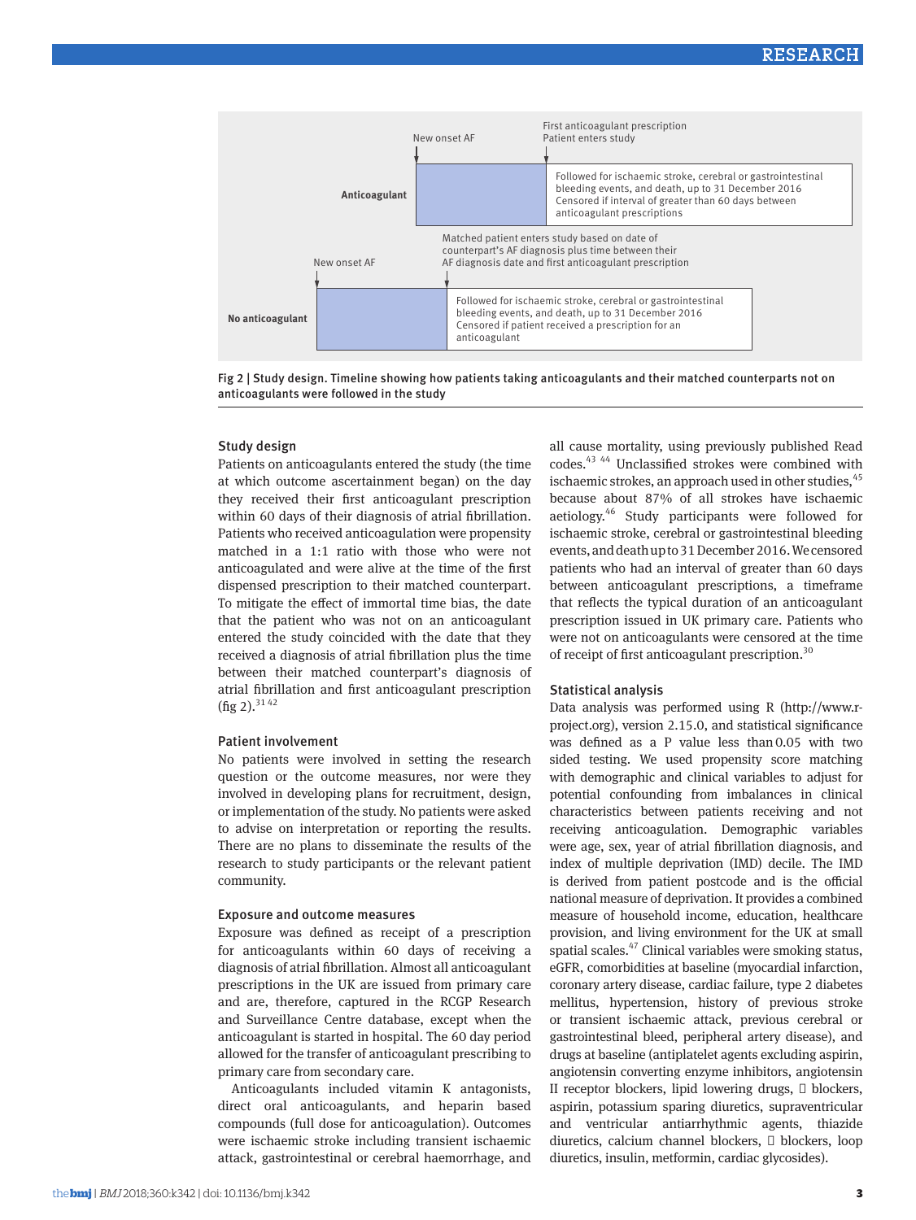Anticoagulant

New onset AF

First anticoagulant prescription
Patient enters study

Followed for ischaemic stroke, cerebral or gastrointestinal bleeding events, and death, up to 31 December 2016
Censored if interval of greater than 60 days between anticoagulant prescriptions

Matched patient enters study based on date of counterpart's AF diagnosis plus time between their AF diagnosis date and first anticoagulant prescription

No anticoagulant

New onset AF

Followed for ischaemic stroke, cerebral or gastrointestinal bleeding events, and death, up to 31 December 2016
Censored if patient received a prescription for an anticoagulant

Fig 2 | Study design. Timeline showing how patients taking anticoagulants and their matched counterparts not on anticoagulants were followed in the study

### Study design

Patients on anticoagulants entered the study (the time at which outcome ascertainment began) on the day they received their first anticoagulant prescription within 60 days of their diagnosis of atrial fibrillation. Patients who received anticoagulation were propensity matched in a 1:1 ratio with those who were not anticoagulated and were alive at the time of the first dispensed prescription to their matched counterpart. To mitigate the effect of immortal time bias, the date that the patient who was not on an anticoagulant entered the study coincided with the date that they received a diagnosis of atrial fibrillation plus the time between their matched counterpart's diagnosis of atrial fibrillation and first anticoagulant prescription (fig 2).[31 42]

### Patient involvement

No patients were involved in setting the research question or the outcome measures, nor were they involved in developing plans for recruitment, design, or implementation of the study. No patients were asked to advise on interpretation or reporting the results. There are no plans to disseminate the results of the research to study participants or the relevant patient community.

### Exposure and outcome measures

Exposure was defined as receipt of a prescription for anticoagulants within 60 days of receiving a diagnosis of atrial fibrillation. Almost all anticoagulant prescriptions in the UK are issued from primary care and are, therefore, captured in the RCGP Research and Surveillance Centre database, except when the anticoagulant is started in hospital. The 60 day period allowed for the transfer of anticoagulant prescribing to primary care from secondary care.

Anticoagulants included vitamin K antagonists, direct oral anticoagulants, and heparin based compounds (full dose for anticoagulation). Outcomes were ischaemic stroke including transient ischaemic attack, gastrointestinal or cerebral haemorrhage, and all cause mortality, using previously published Read codes.[43 44] Unclassified strokes were combined with ischaemic strokes, an approach used in other studies,[45] because about 87% of all strokes have ischaemic aetiology.[46] Study participants were followed for ischaemic stroke, cerebral or gastrointestinal bleeding events, and death up to 31 December 2016. We censored patients who had an interval of greater than 60 days between anticoagulant prescriptions, a timeframe that reflects the typical duration of an anticoagulant prescription issued in UK primary care. Patients who were not on anticoagulants were censored at the time of receipt of first anticoagulant prescription.[30]

### Statistical analysis

Data analysis was performed using R (http://www.r-project.org), version 2.15.0, and statistical significance was defined as a P value less than 0.05 with two sided testing. We used propensity score matching with demographic and clinical variables to adjust for potential confounding from imbalances in clinical characteristics between patients receiving and not receiving anticoagulation. Demographic variables were age, sex, year of atrial fibrillation diagnosis, and index of multiple deprivation (IMD) decile. The IMD is derived from patient postcode and is the official national measure of deprivation. It provides a combined measure of household income, education, healthcare provision, and living environment for the UK at small spatial scales.[47] Clinical variables were smoking status, eGFR, comorbidities at baseline (myocardial infarction, coronary artery disease, cardiac failure, type 2 diabetes mellitus, hypertension, history of previous stroke or transient ischaemic attack, previous cerebral or gastrointestinal bleed, peripheral artery disease), and drugs at baseline (antiplatelet agents excluding aspirin, angiotensin converting enzyme inhibitors, angiotensin II receptor blockers, lipid lowering drugs, β blockers, aspirin, potassium sparing diuretics, supraventricular and ventricular antiarrhythmic agents, thiazide diuretics, calcium channel blockers, α blockers, loop diuretics, insulin, metformin, cardiac glycosides).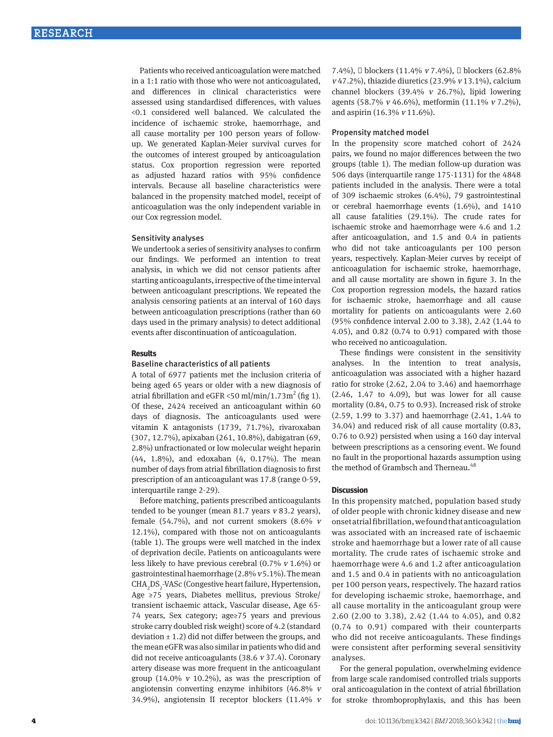Patients who received anticoagulation were matched in a 1:1 ratio with those who were not anticoagulated, and differences in clinical characteristics were assessed using standardised differences, with values <0.1 considered well balanced. We calculated the incidence of ischaemic stroke, haemorrhage, and all cause mortality per 100 person years of follow-up. We generated Kaplan-Meier survival curves for the outcomes of interest grouped by anticoagulation status. Cox proportion regression were reported as adjusted hazard ratios with 95% confidence intervals. Because all baseline characteristics were balanced in the propensity matched model, receipt of anticoagulation was the only independent variable in our Cox regression model.

### Sensitivity analyses

We undertook a series of sensitivity analyses to confirm our findings. We performed an intention to treat analysis, in which we did not censor patients after starting anticoagulants, irrespective of the time interval between anticoagulant prescriptions. We repeated the analysis censoring patients at an interval of 160 days between anticoagulation prescriptions (rather than 60 days used in the primary analysis) to detect additional events after discontinuation of anticoagulation.

## Results

### Baseline characteristics of all patients

A total of 6977 patients met the inclusion criteria of being aged 65 years or older with a new diagnosis of atrial fibrillation and eGFR <50 ml/min/1.73m$^2$ (fig 1). Of these, 2424 received an anticoagulant within 60 days of diagnosis. The anticoagulants used were vitamin K antagonists (1739, 71.7%), rivaroxaban (307, 12.7%), apixaban (261, 10.8%), dabigatran (69, 2.8%) unfractionated or low molecular weight heparin (44, 1.8%), and edoxaban (4, 0.17%). The mean number of days from atrial fibrillation diagnosis to first prescription of an anticoagulant was 17.8 (range 0-59, interquartile range 2-29).

Before matching, patients prescribed anticoagulants tended to be younger (mean 81.7 years *v* 83.2 years), female (54.7%), and not current smokers (8.6% *v* 12.1%), compared with those not on anticoagulants (table 1). The groups were well matched in the index of deprivation decile. Patients on anticoagulants were less likely to have previous cerebral (0.7% *v* 1.6%) or gastrointestinal haemorrhage (2.8% *v* 5.1%). The mean $CHA_2DS_2$-VASc (Congestive heart failure, Hypertension, Age ≥75 years, Diabetes mellitus, previous Stroke/transient ischaemic attack, Vascular disease, Age 65-74 years, Sex category; age≥75 years and previous stroke carry doubled risk weight) score of 4.2 (standard deviation ± 1.2) did not differ between the groups, and the mean eGFR was also similar in patients who did and did not receive anticoagulants (38.6 *v* 37.4). Coronary artery disease was more frequent in the anticoagulant group (14.0% *v* 10.2%), as was the prescription of angiotensin converting enzyme inhibitors (46.8% *v* 34.9%), angiotensin II receptor blockers (11.4% *v* 7.4%), α blockers (11.4% *v* 7.4%), β blockers (62.8% *v* 47.2%), thiazide diuretics (23.9% *v* 13.1%), calcium channel blockers (39.4% *v* 26.7%), lipid lowering agents (58.7% *v* 46.6%), metformin (11.1% *v* 7.2%), and aspirin (16.3% *v* 11.6%).

### Propensity matched model

In the propensity score matched cohort of 2424 pairs, we found no major differences between the two groups (table 1). The median follow-up duration was 506 days (interquartile range 175-1131) for the 4848 patients included in the analysis. There were a total of 309 ischaemic strokes (6.4%), 79 gastrointestinal or cerebral haemorrhage events (1.6%), and 1410 all cause fatalities (29.1%). The crude rates for ischaemic stroke and haemorrhage were 4.6 and 1.2 after anticoagulation, and 1.5 and 0.4 in patients who did not take anticoagulants per 100 person years, respectively. Kaplan-Meier curves by receipt of anticoagulation for ischaemic stroke, haemorrhage, and all cause mortality are shown in figure 3. In the Cox proportion regression models, the hazard ratios for ischaemic stroke, haemorrhage and all cause mortality for patients on anticoagulants were 2.60 (95% confidence interval 2.00 to 3.38), 2.42 (1.44 to 4.05), and 0.82 (0.74 to 0.91) compared with those who received no anticoagulation.

These findings were consistent in the sensitivity analyses. In the intention to treat analysis, anticoagulation was associated with a higher hazard ratio for stroke (2.62, 2.04 to 3.46) and haemorrhage (2.46, 1.47 to 4.09), but was lower for all cause mortality (0.84, 0.75 to 0.93). Increased risk of stroke (2.59, 1.99 to 3.37) and haemorrhage (2.41, 1.44 to 34.04) and reduced risk of all cause mortality (0.83, 0.76 to 0.92) persisted when using a 160 day interval between prescriptions as a censoring event. We found no fault in the proportional hazards assumption using the method of Grambsch and Therneau.[48]

## Discussion

In this propensity matched, population based study of older people with chronic kidney disease and new onset atrial fibrillation, we found that anticoagulation was associated with an increased rate of ischaemic stroke and haemorrhage but a lower rate of all cause mortality. The crude rates of ischaemic stroke and haemorrhage were 4.6 and 1.2 after anticoagulation and 1.5 and 0.4 in patients with no anticoagulation per 100 person years, respectively. The hazard ratios for developing ischaemic stroke, haemorrhage, and all cause mortality in the anticoagulant group were 2.60 (2.00 to 3.38), 2.42 (1.44 to 4.05), and 0.82 (0.74 to 0.91) compared with their counterparts who did not receive anticoagulants. These findings were consistent after performing several sensitivity analyses.

For the general population, overwhelming evidence from large scale randomised controlled trials supports oral anticoagulation in the context of atrial fibrillation for stroke thromboprophylaxis, and this has been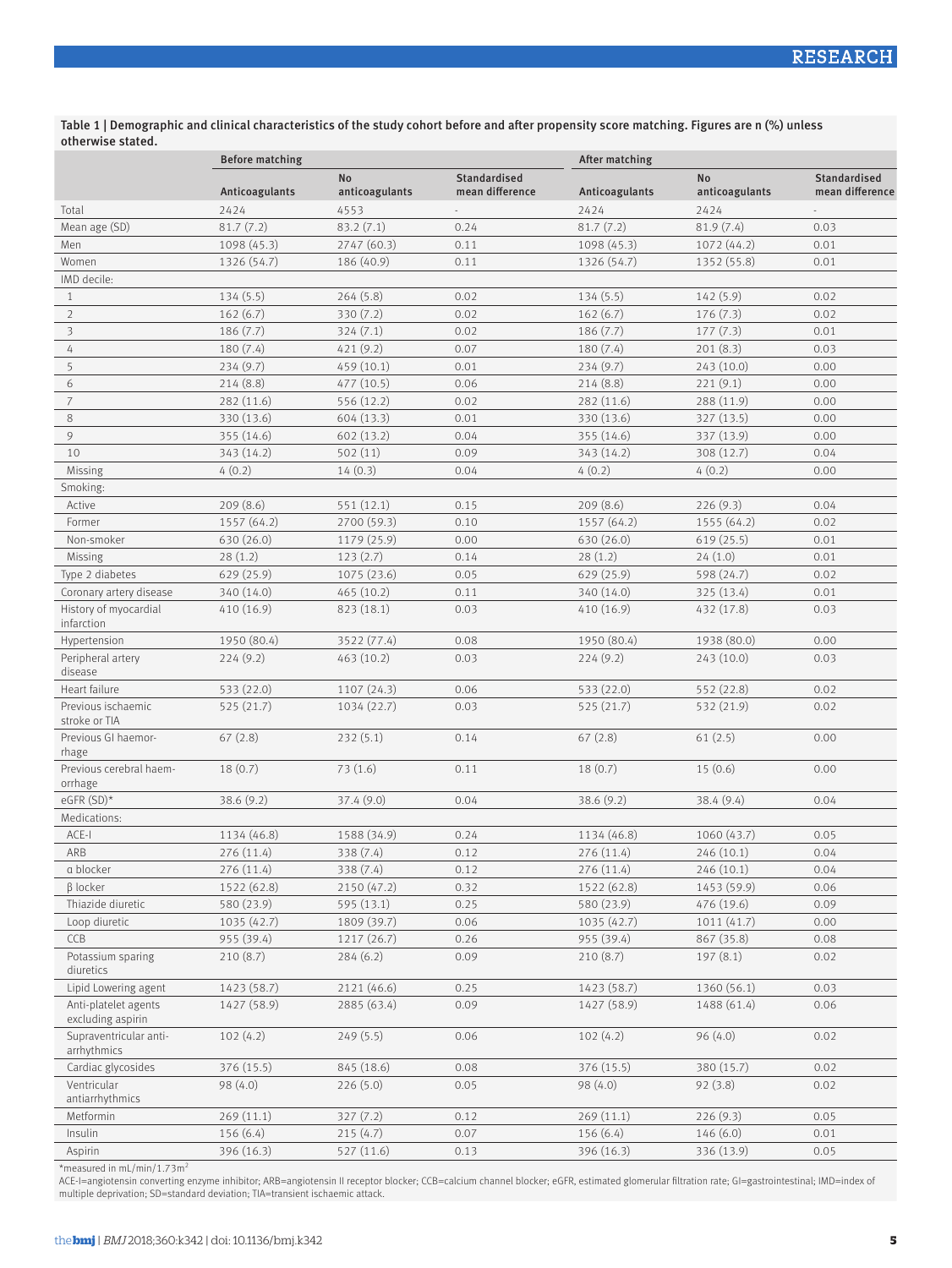**Table 1 | Demographic and clinical characteristics of the study cohort before and after propensity score matching. Figures are n (%) unless otherwise stated.**

| | Before matching | | | After matching | | |
|---|---|---|---|---|---|---|
| | Anticoagulants | No anticoagulants | Standardised mean difference | Anticoagulants | No anticoagulants | Standardised mean difference |
| Total | 2424 | 4553 | - | 2424 | 2424 | - |
| Mean age (SD) | 81.7 (7.2) | 83.2 (7.1) | 0.24 | 81.7 (7.2) | 81.9 (7.4) | 0.03 |
| Men | 1098 (45.3) | 2747 (60.3) | 0.11 | 1098 (45.3) | 1072 (44.2) | 0.01 |
| Women | 1326 (54.7) | 186 (40.9) | 0.11 | 1326 (54.7) | 1352 (55.8) | 0.01 |
| IMD decile: | | | | | | |
| 1 | 134 (5.5) | 264 (5.8) | 0.02 | 134 (5.5) | 142 (5.9) | 0.02 |
| 2 | 162 (6.7) | 330 (7.2) | 0.02 | 162 (6.7) | 176 (7.3) | 0.02 |
| 3 | 186 (7.7) | 324 (7.1) | 0.02 | 186 (7.7) | 177 (7.3) | 0.01 |
| 4 | 180 (7.4) | 421 (9.2) | 0.07 | 180 (7.4) | 201 (8.3) | 0.03 |
| 5 | 234 (9.7) | 459 (10.1) | 0.01 | 234 (9.7) | 243 (10.0) | 0.00 |
| 6 | 214 (8.8) | 477 (10.5) | 0.06 | 214 (8.8) | 221 (9.1) | 0.00 |
| 7 | 282 (11.6) | 556 (12.2) | 0.02 | 282 (11.6) | 288 (11.9) | 0.00 |
| 8 | 330 (13.6) | 604 (13.3) | 0.01 | 330 (13.6) | 327 (13.5) | 0.00 |
| 9 | 355 (14.6) | 602 (13.2) | 0.04 | 355 (14.6) | 337 (13.9) | 0.00 |
| 10 | 343 (14.2) | 502 (11) | 0.09 | 343 (14.2) | 308 (12.7) | 0.04 |
| Missing | 4 (0.2) | 14 (0.3) | 0.04 | 4 (0.2) | 4 (0.2) | 0.00 |
| Smoking: | | | | | | |
| Active | 209 (8.6) | 551 (12.1) | 0.15 | 209 (8.6) | 226 (9.3) | 0.04 |
| Former | 1557 (64.2) | 2700 (59.3) | 0.10 | 1557 (64.2) | 1555 (64.2) | 0.02 |
| Non-smoker | 630 (26.0) | 1179 (25.9) | 0.00 | 630 (26.0) | 619 (25.5) | 0.01 |
| Missing | 28 (1.2) | 123 (2.7) | 0.14 | 28 (1.2) | 24 (1.0) | 0.01 |
| Type 2 diabetes | 629 (25.9) | 1075 (23.6) | 0.05 | 629 (25.9) | 598 (24.7) | 0.02 |
| Coronary artery disease | 340 (14.0) | 465 (10.2) | 0.11 | 340 (14.0) | 325 (13.4) | 0.01 |
| History of myocardial infarction | 410 (16.9) | 823 (18.1) | 0.03 | 410 (16.9) | 432 (17.8) | 0.03 |
| Hypertension | 1950 (80.4) | 3522 (77.4) | 0.08 | 1950 (80.4) | 1938 (80.0) | 0.00 |
| Peripheral artery disease | 224 (9.2) | 463 (10.2) | 0.03 | 224 (9.2) | 243 (10.0) | 0.03 |
| Heart failure | 533 (22.0) | 1107 (24.3) | 0.06 | 533 (22.0) | 552 (22.8) | 0.02 |
| Previous ischaemic stroke or TIA | 525 (21.7) | 1034 (22.7) | 0.03 | 525 (21.7) | 532 (21.9) | 0.02 |
| Previous GI haemorrhage | 67 (2.8) | 232 (5.1) | 0.14 | 67 (2.8) | 61 (2.5) | 0.00 |
| Previous cerebral haemorrhage | 18 (0.7) | 73 (1.6) | 0.11 | 18 (0.7) | 15 (0.6) | 0.00 |
| eGFR (SD)* | 38.6 (9.2) | 37.4 (9.0) | 0.04 | 38.6 (9.2) | 38.4 (9.4) | 0.04 |
| Medications: | | | | | | |
| ACE-I | 1134 (46.8) | 1588 (34.9) | 0.24 | 1134 (46.8) | 1060 (43.7) | 0.05 |
| ARB | 276 (11.4) | 338 (7.4) | 0.12 | 276 (11.4) | 246 (10.1) | 0.04 |
| α blocker | 276 (11.4) | 338 (7.4) | 0.12 | 276 (11.4) | 246 (10.1) | 0.04 |
| β locker | 1522 (62.8) | 2150 (47.2) | 0.32 | 1522 (62.8) | 1453 (59.9) | 0.06 |
| Thiazide diuretic | 580 (23.9) | 595 (13.1) | 0.25 | 580 (23.9) | 476 (19.6) | 0.09 |
| Loop diuretic | 1035 (42.7) | 1809 (39.7) | 0.06 | 1035 (42.7) | 1011 (41.7) | 0.00 |
| CCB | 955 (39.4) | 1217 (26.7) | 0.26 | 955 (39.4) | 867 (35.8) | 0.08 |
| Potassium sparing diuretics | 210 (8.7) | 284 (6.2) | 0.09 | 210 (8.7) | 197 (8.1) | 0.02 |
| Lipid Lowering agent | 1423 (58.7) | 2121 (46.6) | 0.25 | 1423 (58.7) | 1360 (56.1) | 0.03 |
| Anti-platelet agents excluding aspirin | 1427 (58.9) | 2885 (63.4) | 0.09 | 1427 (58.9) | 1488 (61.4) | 0.06 |
| Supraventricular anti-arrhythmics | 102 (4.2) | 249 (5.5) | 0.06 | 102 (4.2) | 96 (4.0) | 0.02 |
| Cardiac glycosides | 376 (15.5) | 845 (18.6) | 0.08 | 376 (15.5) | 380 (15.7) | 0.02 |
| Ventricular antiarrhythmics | 98 (4.0) | 226 (5.0) | 0.05 | 98 (4.0) | 92 (3.8) | 0.02 |
| Metformin | 269 (11.1) | 327 (7.2) | 0.12 | 269 (11.1) | 226 (9.3) | 0.05 |
| Insulin | 156 (6.4) | 215 (4.7) | 0.07 | 156 (6.4) | 146 (6.0) | 0.01 |
| Aspirin | 396 (16.3) | 527 (11.6) | 0.13 | 396 (16.3) | 336 (13.9) | 0.05 |

*measured in mL/min/1.73m$^2$

ACE-I=angiotensin converting enzyme inhibitor; ARB=angiotensin II receptor blocker; CCB=calcium channel blocker; eGFR, estimated glomerular filtration rate; GI=gastrointestinal; IMD=index of multiple deprivation; SD=standard deviation; TIA=transient ischaemic attack.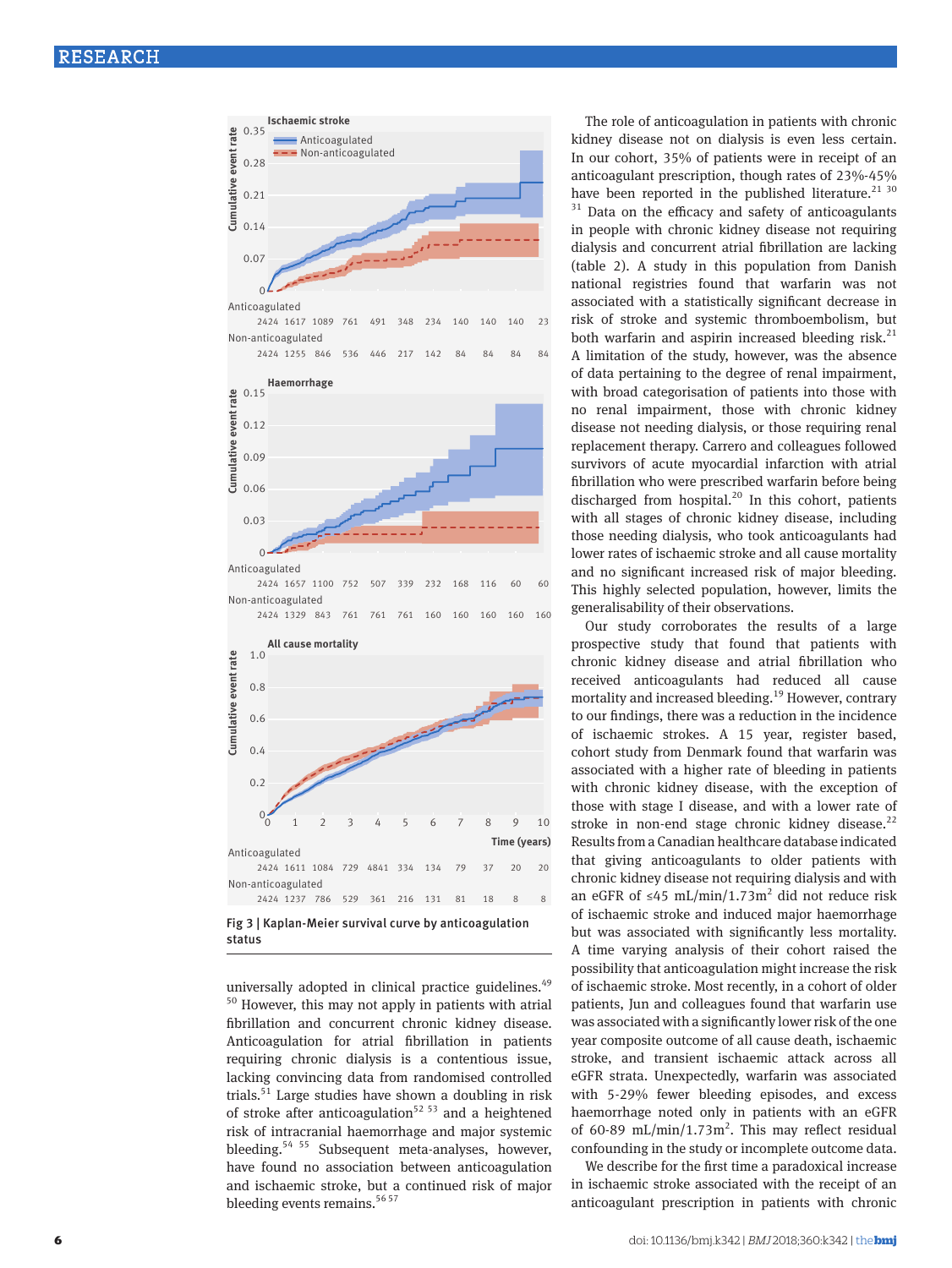Ischaemic stroke

| | | | | | | | | | | |
|---|---|---|---|---|---|---|---|---|---|---|
| Anticoagulated | 2424 | 1617 | 1089 | 761 | 491 | 348 | 234 | 140 | 140 | 140 | 23 |
| Non-anticoagulated | 2424 | 1255 | 846 | 536 | 446 | 217 | 142 | 84 | 84 | 84 | 84 |

Haemorrhage

| | | | | | | | | | | |
|---|---|---|---|---|---|---|---|---|---|---|
| Anticoagulated | 2424 | 1657 | 1100 | 752 | 507 | 339 | 232 | 168 | 116 | 60 | 60 |
| Non-anticoagulated | 2424 | 1329 | 843 | 761 | 761 | 761 | 160 | 160 | 160 | 160 | 160 |

All cause mortality

| Time (years) | 0 | 1 | 2 | 3 | 4 | 5 | 6 | 7 | 8 | 9 | 10 |
|---|---|---|---|---|---|---|---|---|---|---|---|
| Anticoagulated | 2424 | 1611 | 1084 | 729 | 4841 | 334 | 134 | 79 | 37 | 20 | 20 |
| Non-anticoagulated | 2424 | 1237 | 786 | 529 | 361 | 216 | 131 | 81 | 18 | 8 | 8 |

Fig 3 | Kaplan-Meier survival curve by anticoagulation status

universally adopted in clinical practice guidelines.[49,50] However, this may not apply in patients with atrial fibrillation and concurrent chronic kidney disease. Anticoagulation for atrial fibrillation in patients requiring chronic dialysis is a contentious issue, lacking convincing data from randomised controlled trials.[51] Large studies have shown a doubling in risk of stroke after anticoagulation[52,53] and a heightened risk of intracranial haemorrhage and major systemic bleeding.[54,55] Subsequent meta-analyses, however, have found no association between anticoagulation and ischaemic stroke, but a continued risk of major bleeding events remains.[56,57]

The role of anticoagulation in patients with chronic kidney disease not on dialysis is even less certain. In our cohort, 35% of patients were in receipt of an anticoagulant prescription, though rates of 23%-45% have been reported in the published literature.[21,30,31] Data on the efficacy and safety of anticoagulants in people with chronic kidney disease not requiring dialysis and concurrent atrial fibrillation are lacking (table 2). A study in this population from Danish national registries found that warfarin was not associated with a statistically significant decrease in risk of stroke and systemic thromboembolism, but both warfarin and aspirin increased bleeding risk.[21] A limitation of the study, however, was the absence of data pertaining to the degree of renal impairment, with broad categorisation of patients into those with no renal impairment, those with chronic kidney disease not needing dialysis, or those requiring renal replacement therapy. Carrero and colleagues followed survivors of acute myocardial infarction with atrial fibrillation who were prescribed warfarin before being discharged from hospital.[20] In this cohort, patients with all stages of chronic kidney disease, including those needing dialysis, who took anticoagulants had lower rates of ischaemic stroke and all cause mortality and no significant increased risk of major bleeding. This highly selected population, however, limits the generalisability of their observations.

Our study corroborates the results of a large prospective study that found that patients with chronic kidney disease and atrial fibrillation who received anticoagulants had reduced all cause mortality and increased bleeding.[19] However, contrary to our findings, there was a reduction in the incidence of ischaemic strokes. A 15 year, register based, cohort study from Denmark found that warfarin was associated with a higher rate of bleeding in patients with chronic kidney disease, with the exception of those with stage I disease, and with a lower rate of stroke in non-end stage chronic kidney disease.[22] Results from a Canadian healthcare database indicated that giving anticoagulants to older patients with chronic kidney disease not requiring dialysis and with an eGFR of ≤45 mL/min/1.73m$^2$ did not reduce risk of ischaemic stroke and induced major haemorrhage but was associated with significantly less mortality. A time varying analysis of their cohort raised the possibility that anticoagulation might increase the risk of ischaemic stroke. Most recently, in a cohort of older patients, Jun and colleagues found that warfarin use was associated with a significantly lower risk of the one year composite outcome of all cause death, ischaemic stroke, and transient ischaemic attack across all eGFR strata. Unexpectedly, warfarin was associated with 5-29% fewer bleeding episodes, and excess haemorrhage noted only in patients with an eGFR of 60-89 mL/min/1.73m$^2$. This may reflect residual confounding in the study or incomplete outcome data.

We describe for the first time a paradoxical increase in ischaemic stroke associated with the receipt of an anticoagulant prescription in patients with chronic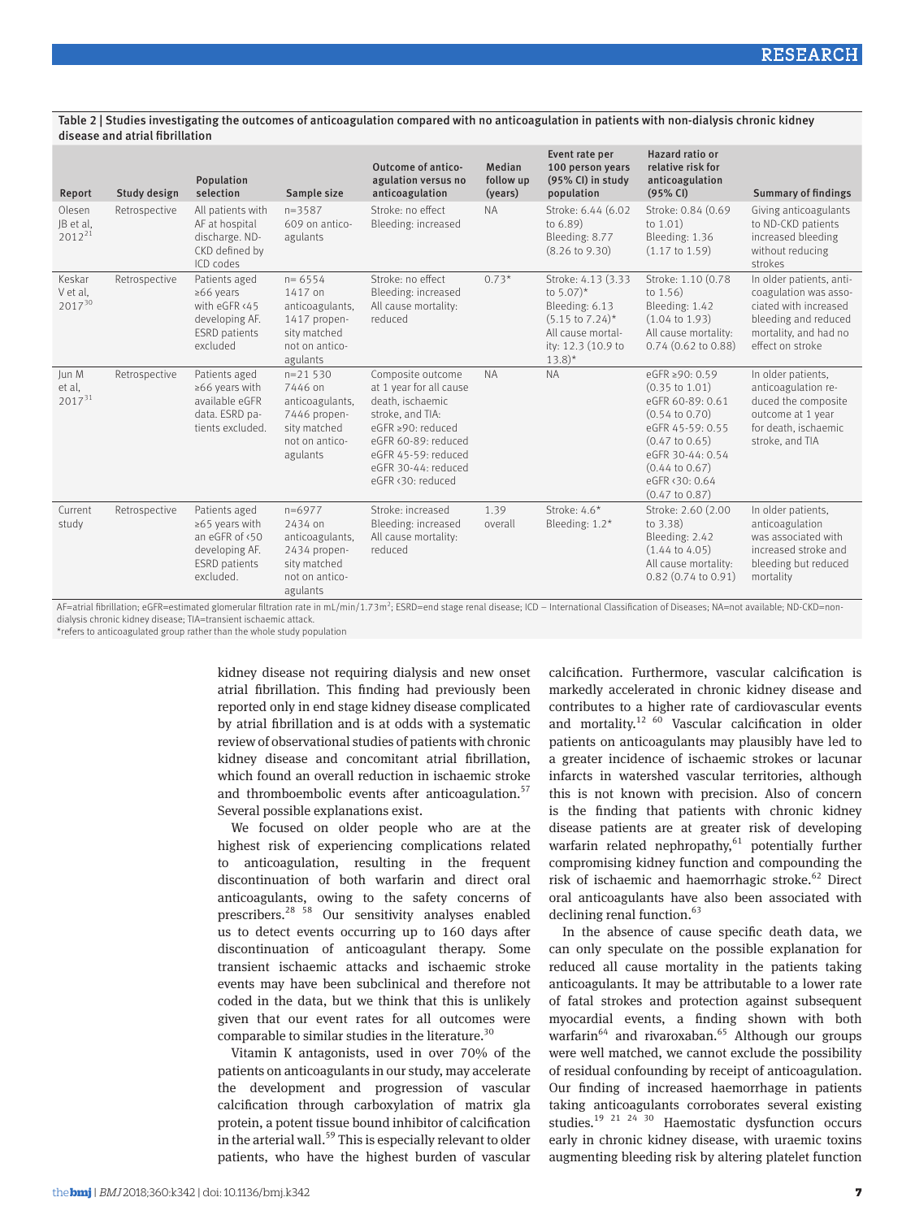Table 2 | Studies investigating the outcomes of anticoagulation compared with no anticoagulation in patients with non-dialysis chronic kidney disease and atrial fibrillation

| Report | Study design | Population selection | Sample size | Outcome of anticoagulation versus no anticoagulation | Median follow up (years) | Event rate per 100 person years (95% CI) in study population | Hazard ratio or relative risk for anticoagulation (95% CI) | Summary of findings |
|---|---|---|---|---|---|---|---|---|
| Olesen JB et al, 2012[21] | Retrospective | All patients with AF at hospital discharge. ND-CKD defined by ICD codes | n=3587<br>609 on anticoagulants | Stroke: no effect<br>Bleeding: increased | NA | Stroke: 6.44 (6.02 to 6.89)<br>Bleeding: 8.77 (8.26 to 9.30) | Stroke: 0.84 (0.69 to 1.01)<br>Bleeding: 1.36 (1.17 to 1.59) | Giving anticoagulants to ND-CKD patients increased bleeding without reducing strokes |
| Keskar V et al, 2017[30] | Retrospective | Patients aged ≥66 years with eGFR <45 developing AF. ESRD patients excluded | n= 6554<br>1417 on anticoagulants, 1417 propensity matched not on anticoagulants | Stroke: no effect<br>Bleeding: increased<br>All cause mortality: reduced | 0.73* | Stroke: 4.13 (3.33 to 5.07)*<br>Bleeding: 6.13 (5.15 to 7.24)*<br>All cause mortality: 12.3 (10.9 to 13.8)* | Stroke: 1.10 (0.78 to 1.56)<br>Bleeding: 1.42 (1.04 to 1.93)<br>All cause mortality: 0.74 (0.62 to 0.88) | In older patients, anticoagulation was associated with increased bleeding and reduced mortality, and had no effect on stroke |
| Jun M et al, 2017[31] | Retrospective | Patients aged ≥66 years with available eGFR data. ESRD patients excluded. | n=21 530<br>7446 on anticoagulants, 7446 propensity matched not on anticoagulants | Composite outcome at 1 year for all cause death, ischaemic stroke, and TIA:<br>eGFR ≥90: reduced<br>eGFR 60-89: reduced<br>eGFR 45-59: reduced<br>eGFR 30-44: reduced<br>eGFR <30: reduced | NA | NA | eGFR ≥90: 0.59 (0.35 to 1.01)<br>eGFR 60-89: 0.61 (0.54 to 0.70)<br>eGFR 45-59: 0.55 (0.47 to 0.65)<br>eGFR 30-44: 0.54 (0.44 to 0.67)<br>eGFR <30: 0.64 (0.47 to 0.87) | In older patients, anticoagulation reduced the composite outcome at 1 year for death, ischaemic stroke, and TIA |
| Current study | Retrospective | Patients aged ≥65 years with an eGFR of <50 developing AF. ESRD patients excluded. | n=6977<br>2434 on anticoagulants, 2434 propensity matched not on anticoagulants | Stroke: increased<br>Bleeding: increased<br>All cause mortality: reduced | 1.39 overall | Stroke: 4.6*<br>Bleeding: 1.2* | Stroke: 2.60 (2.00 to 3.38)<br>Bleeding: 2.42 (1.44 to 4.05)<br>All cause mortality: 0.82 (0.74 to 0.91) | In older patients, anticoagulation was associated with increased stroke and bleeding but reduced mortality |

AF=atrial fibrillation; eGFR=estimated glomerular filtration rate in mL/min/1.73m²; ESRD=end stage renal disease; ICD – International Classification of Diseases; NA=not available; ND-CKD=non-dialysis chronic kidney disease; TIA=transient ischaemic attack.
*refers to anticoagulated group rather than the whole study population

kidney disease not requiring dialysis and new onset atrial fibrillation. This finding had previously been reported only in end stage kidney disease complicated by atrial fibrillation and is at odds with a systematic review of observational studies of patients with chronic kidney disease and concomitant atrial fibrillation, which found an overall reduction in ischaemic stroke and thromboembolic events after anticoagulation.[57] Several possible explanations exist.

We focused on older people who are at the highest risk of experiencing complications related to anticoagulation, resulting in the frequent discontinuation of both warfarin and direct oral anticoagulants, owing to the safety concerns of prescribers.[28 58] Our sensitivity analyses enabled us to detect events occurring up to 160 days after discontinuation of anticoagulant therapy. Some transient ischaemic attacks and ischaemic stroke events may have been subclinical and therefore not coded in the data, but we think that this is unlikely given that our event rates for all outcomes were comparable to similar studies in the literature.[30]

Vitamin K antagonists, used in over 70% of the patients on anticoagulants in our study, may accelerate the development and progression of vascular calcification through carboxylation of matrix gla protein, a potent tissue bound inhibitor of calcification in the arterial wall.[59] This is especially relevant to older patients, who have the highest burden of vascular calcification. Furthermore, vascular calcification is markedly accelerated in chronic kidney disease and contributes to a higher rate of cardiovascular events and mortality.[12 60] Vascular calcification in older patients on anticoagulants may plausibly have led to a greater incidence of ischaemic strokes or lacunar infarcts in watershed vascular territories, although this is not known with precision. Also of concern is the finding that patients with chronic kidney disease patients are at greater risk of developing warfarin related nephropathy,[61] potentially further compromising kidney function and compounding the risk of ischaemic and haemorrhagic stroke.[62] Direct oral anticoagulants have also been associated with declining renal function.[63]

In the absence of cause specific death data, we can only speculate on the possible explanation for reduced all cause mortality in the patients taking anticoagulants. It may be attributable to a lower rate of fatal strokes and protection against subsequent myocardial events, a finding shown with both warfarin[64] and rivaroxaban.[65] Although our groups were well matched, we cannot exclude the possibility of residual confounding by receipt of anticoagulation. Our finding of increased haemorrhage in patients taking anticoagulants corroborates several existing studies.[19 21 24 30] Haemostatic dysfunction occurs early in chronic kidney disease, with uraemic toxins augmenting bleeding risk by altering platelet function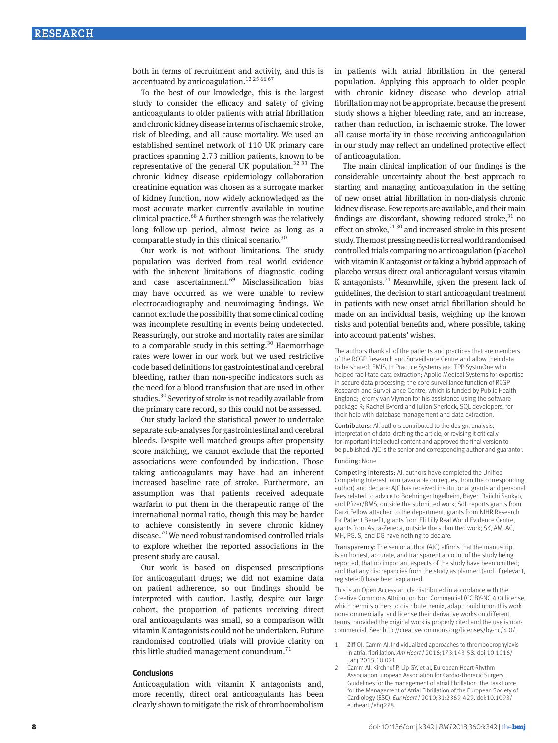both in terms of recruitment and activity, and this is accentuated by anticoagulation.[12 25 66 67]

To the best of our knowledge, this is the largest study to consider the efficacy and safety of giving anticoagulants to older patients with atrial fibrillation and chronic kidney disease in terms of ischaemic stroke, risk of bleeding, and all cause mortality. We used an established sentinel network of 110 UK primary care practices spanning 2.73 million patients, known to be representative of the general UK population.[32 33] The chronic kidney disease epidemiology collaboration creatinine equation was chosen as a surrogate marker of kidney function, now widely acknowledged as the most accurate marker currently available in routine clinical practice.[68] A further strength was the relatively long follow-up period, almost twice as long as a comparable study in this clinical scenario.[30]

Our work is not without limitations. The study population was derived from real world evidence with the inherent limitations of diagnostic coding and case ascertainment.[69] Misclassification bias may have occurred as we were unable to review electrocardiography and neuroimaging findings. We cannot exclude the possibility that some clinical coding was incomplete resulting in events being undetected. Reassuringly, our stroke and mortality rates are similar to a comparable study in this setting.[30] Haemorrhage rates were lower in our work but we used restrictive code based definitions for gastrointestinal and cerebral bleeding, rather than non-specific indicators such as the need for a blood transfusion that are used in other studies.[30] Severity of stroke is not readily available from the primary care record, so this could not be assessed.

Our study lacked the statistical power to undertake separate sub-analyses for gastrointestinal and cerebral bleeds. Despite well matched groups after propensity score matching, we cannot exclude that the reported associations were confounded by indication. Those taking anticoagulants may have had an inherent increased baseline rate of stroke. Furthermore, an assumption was that patients received adequate warfarin to put them in the therapeutic range of the international normal ratio, though this may be harder to achieve consistently in severe chronic kidney disease.[70] We need robust randomised controlled trials to explore whether the reported associations in the present study are causal.

Our work is based on dispensed prescriptions for anticoagulant drugs; we did not examine data on patient adherence, so our findings should be interpreted with caution. Lastly, despite our large cohort, the proportion of patients receiving direct oral anticoagulants was small, so a comparison with vitamin K antagonists could not be undertaken. Future randomised controlled trials will provide clarity on this little studied management conundrum.[71]

## Conclusions

Anticoagulation with vitamin K antagonists and, more recently, direct oral anticoagulants has been clearly shown to mitigate the risk of thromboembolism in patients with atrial fibrillation in the general population. Applying this approach to older people with chronic kidney disease who develop atrial fibrillation may not be appropriate, because the present study shows a higher bleeding rate, and an increase, rather than reduction, in ischaemic stroke. The lower all cause mortality in those receiving anticoagulation in our study may reflect an undefined protective effect of anticoagulation.

The main clinical implication of our findings is the considerable uncertainty about the best approach to starting and managing anticoagulation in the setting of new onset atrial fibrillation in non-dialysis chronic kidney disease. Few reports are available, and their main findings are discordant, showing reduced stroke,[31] no effect on stroke,[21 30] and increased stroke in this present study. The most pressing need is for real world randomised controlled trials comparing no anticoagulation (placebo) with vitamin K antagonist or taking a hybrid approach of placebo versus direct oral anticoagulant versus vitamin K antagonists.[71] Meanwhile, given the present lack of guidelines, the decision to start anticoagulant treatment in patients with new onset atrial fibrillation should be made on an individual basis, weighing up the known risks and potential benefits and, where possible, taking into account patients' wishes.

The authors thank all of the patients and practices that are members of the RCGP Research and Surveillance Centre and allow their data to be shared; EMIS, In Practice Systems and TPP SystmOne who helped facilitate data extraction; Apollo Medical Systems for expertise in secure data processing; the core surveillance function of RCGP Research and Surveillance Centre, which is funded by Public Health England; Jeremy van Vlymen for his assistance using the software package R; Rachel Byford and Julian Sherlock, SQL developers, for their help with database management and data extraction.

Contributors: All authors contributed to the design, analysis, interpretation of data, drafting the article, or revising it critically for important intellectual content and approved the final version to be published. AJC is the senior and corresponding author and guarantor.

Funding: None.

Competing interests: All authors have completed the Unified Competing Interest form (available on request from the corresponding author) and declare: AJC has received institutional grants and personal fees related to advice to Boehringer Ingelheim, Bayer, Daiichi Sankyo, and Pfizer/BMS, outside the submitted work; SdL reports grants from Darzi Fellow attached to the department, grants from NIHR Research for Patient Benefit, grants from Eli Lilly Real World Evidence Centre, grants from Astra-Zeneca, outside the submitted work; SK, AM, AC, MH, PG, SJ and DG have nothing to declare.

Transparency: The senior author (AJC) affirms that the manuscript is an honest, accurate, and transparent account of the study being reported; that no important aspects of the study have been omitted; and that any discrepancies from the study as planned (and, if relevant, registered) have been explained.

This is an Open Access article distributed in accordance with the Creative Commons Attribution Non Commercial (CC BY-NC 4.0) license, which permits others to distribute, remix, adapt, build upon this work non-commercially, and license their derivative works on different terms, provided the original work is properly cited and the use is non-commercial. See: http://creativecommons.org/licenses/by-nc/4.0/.

1 Ziff OJ, Camm AJ. Individualized approaches to thromboprophylaxis in atrial fibrillation. *Am Heart J* 2016;173:143-58. doi:10.1016/j.ahj.2015.10.021.

2 Camm AJ, Kirchhof P, Lip GY, et al, European Heart Rhythm AssociationEuropean Association for Cardio-Thoracic Surgery. Guidelines for the management of atrial fibrillation: the Task Force for the Management of Atrial Fibrillation of the European Society of Cardiology (ESC). *Eur Heart J* 2010;31:2369-429. doi:10.1093/eurheartj/ehq278.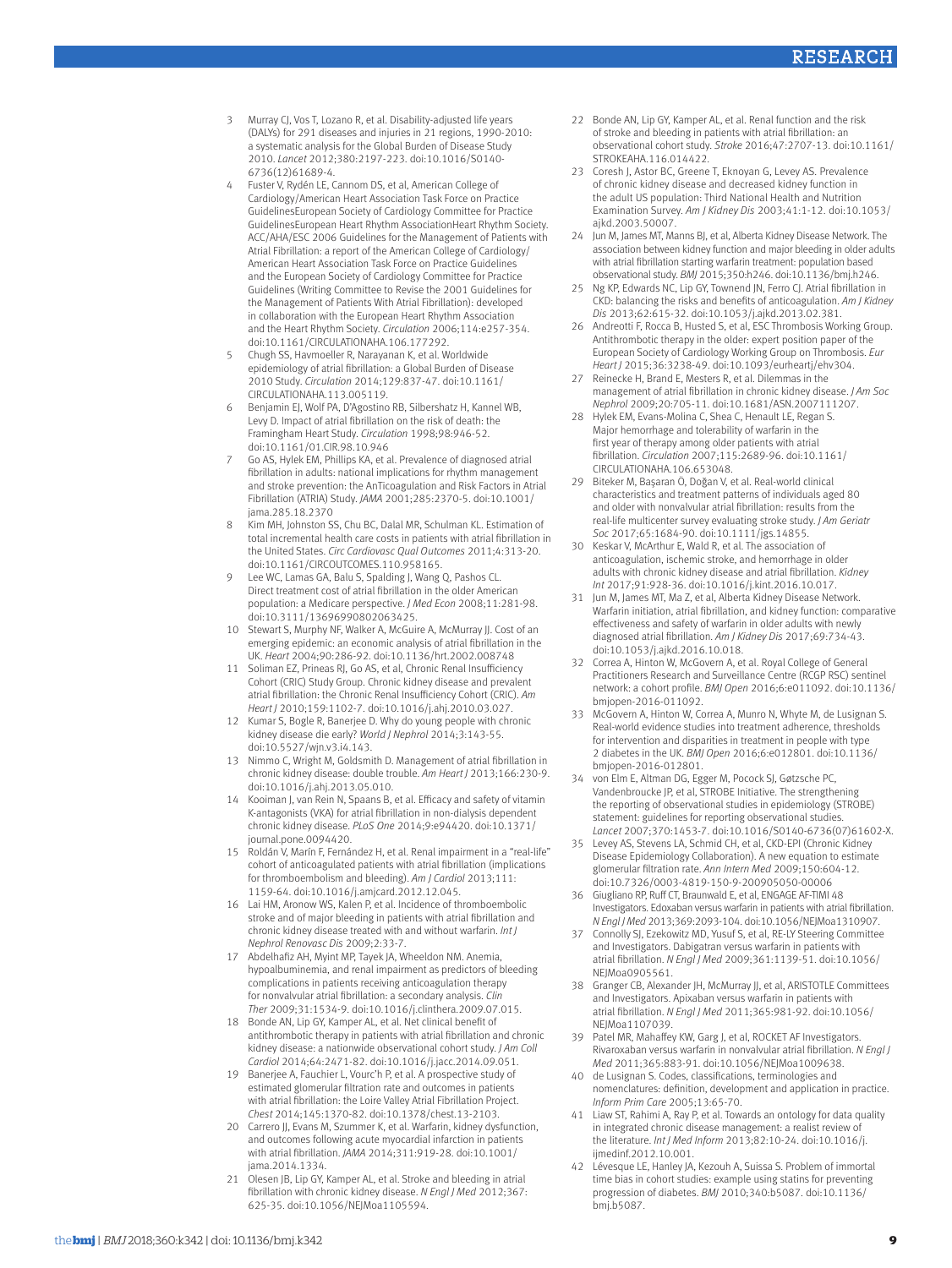3 Murray CJ, Vos T, Lozano R, et al. Disability-adjusted life years (DALYs) for 291 diseases and injuries in 21 regions, 1990-2010: a systematic analysis for the Global Burden of Disease Study 2010. *Lancet* 2012;380:2197-223. doi:10.1016/S0140-6736(12)61689-4.

4 Fuster V, Rydén LE, Cannom DS, et al, American College of Cardiology/American Heart Association Task Force on Practice GuidelinesEuropean Society of Cardiology Committee for Practice GuidelinesEuropean Heart Rhythm AssociationHeart Rhythm Society. ACC/AHA/ESC 2006 Guidelines for the Management of Patients with Atrial Fibrillation: a report of the American College of Cardiology/American Heart Association Task Force on Practice Guidelines and the European Society of Cardiology Committee for Practice Guidelines (Writing Committee to Revise the 2001 Guidelines for the Management of Patients With Atrial Fibrillation): developed in collaboration with the European Heart Rhythm Association and the Heart Rhythm Society. *Circulation* 2006;114:e257-354. doi:10.1161/CIRCULATIONAHA.106.177292.

5 Chugh SS, Havmoeller R, Narayanan K, et al. Worldwide epidemiology of atrial fibrillation: a Global Burden of Disease 2010 Study. *Circulation* 2014;129:837-47. doi:10.1161/CIRCULATIONAHA.113.005119.

6 Benjamin EJ, Wolf PA, D'Agostino RB, Silbershatz H, Kannel WB, Levy D. Impact of atrial fibrillation on the risk of death: the Framingham Heart Study. *Circulation* 1998;98:946-52. doi:10.1161/01.CIR.98.10.946

7 Go AS, Hylek EM, Phillips KA, et al. Prevalence of diagnosed atrial fibrillation in adults: national implications for rhythm management and stroke prevention: the AnTicoagulation and Risk Factors in Atrial Fibrillation (ATRIA) Study. *JAMA* 2001;285:2370-5. doi:10.1001/jama.285.18.2370

8 Kim MH, Johnston SS, Chu BC, Dalal MR, Schulman KL. Estimation of total incremental health care costs in patients with atrial fibrillation in the United States. *Circ Cardiovasc Qual Outcomes* 2011;4:313-20. doi:10.1161/CIRCOUTCOMES.110.958165.

9 Lee WC, Lamas GA, Balu S, Spalding J, Wang Q, Pashos CL. Direct treatment cost of atrial fibrillation in the elderly American population: a Medicare perspective. *J Med Econ* 2008;11:281-98. doi:10.3111/13696990802063425.

10 Stewart S, Murphy NF, Walker A, McGuire A, McMurray JJ. Cost of an emerging epidemic: an economic analysis of atrial fibrillation in the UK. *Heart* 2004;90:286-92. doi:10.1136/hrt.2002.008748

11 Soliman EZ, Prineas RJ, Go AS, et al, Chronic Renal Insufficiency Cohort (CRIC) Study Group. Chronic kidney disease and prevalent atrial fibrillation: the Chronic Renal Insufficiency Cohort (CRIC). *Am Heart J* 2010;159:1102-7. doi:10.1016/j.ahj.2010.03.027.

12 Kumar S, Bogle R, Banerjee D. Why do young people with chronic kidney disease die early? *World J Nephrol* 2014;3:143-55. doi:10.5527/wjn.v3.i4.143.

13 Nimmo C, Wright M, Goldsmith D. Management of atrial fibrillation in chronic kidney disease: double trouble. *Am Heart J* 2013;166:230-9. doi:10.1016/j.ahj.2013.05.010.

14 Kooiman J, van Rein N, Spaans B, et al. Efficacy and safety of vitamin K-antagonists (VKA) for atrial fibrillation in non-dialysis dependent chronic kidney disease. *PLoS One* 2014;9:e94420. doi:10.1371/journal.pone.0094420.

15 Roldán V, Marín F, Fernández H, et al. Renal impairment in a "real-life" cohort of anticoagulated patients with atrial fibrillation (implications for thromboembolism and bleeding). *Am J Cardiol* 2013;111:1159-64. doi:10.1016/j.amjcard.2012.12.045.

16 Lai HM, Aronow WS, Kalen P, et al. Incidence of thromboembolic stroke and of major bleeding in patients with atrial fibrillation and chronic kidney disease treated with and without warfarin. *Int J Nephrol Renovasc Dis* 2009;2:33-7.

17 Abdelhafiz AH, Myint MP, Tayek JA, Wheeldon NM. Anemia, hypoalbuminemia, and renal impairment as predictors of bleeding complications in patients receiving anticoagulation therapy for nonvalvular atrial fibrillation: a secondary analysis. *Clin Ther* 2009;31:1534-9. doi:10.1016/j.clinthera.2009.07.015.

18 Bonde AN, Lip GY, Kamper AL, et al. Net clinical benefit of antithrombotic therapy in patients with atrial fibrillation and chronic kidney disease: a nationwide observational cohort study. *J Am Coll Cardiol* 2014;64:2471-82. doi:10.1016/j.jacc.2014.09.051.

19 Banerjee A, Fauchier L, Vourc'h P, et al. A prospective study of estimated glomerular filtration rate and outcomes in patients with atrial fibrillation: the Loire Valley Atrial Fibrillation Project. *Chest* 2014;145:1370-82. doi:10.1378/chest.13-2103.

20 Carrero JJ, Evans M, Szummer K, et al. Warfarin, kidney dysfunction, and outcomes following acute myocardial infarction in patients with atrial fibrillation. *JAMA* 2014;311:919-28. doi:10.1001/jama.2014.1334.

21 Olesen JB, Lip GY, Kamper AL, et al. Stroke and bleeding in atrial fibrillation with chronic kidney disease. *N Engl J Med* 2012;367:625-35. doi:10.1056/NEJMoa1105594.

22 Bonde AN, Lip GY, Kamper AL, et al. Renal function and the risk of stroke and bleeding in patients with atrial fibrillation: an observational cohort study. *Stroke* 2016;47:2707-13. doi:10.1161/STROKEAHA.116.014422.

23 Coresh J, Astor BC, Greene T, Eknoyan G, Levey AS. Prevalence of chronic kidney disease and decreased kidney function in the adult US population: Third National Health and Nutrition Examination Survey. *Am J Kidney Dis* 2003;41:1-12. doi:10.1053/ajkd.2003.50007.

24 Jun M, James MT, Manns BJ, et al, Alberta Kidney Disease Network. The association between kidney function and major bleeding in older adults with atrial fibrillation starting warfarin treatment: population based observational study. *BMJ* 2015;350:h246. doi:10.1136/bmj.h246.

25 Ng KP, Edwards NC, Lip GY, Townend JN, Ferro CJ. Atrial fibrillation in CKD: balancing the risks and benefits of anticoagulation. *Am J Kidney Dis* 2013;62:615-32. doi:10.1053/j.ajkd.2013.02.381.

26 Andreotti F, Rocca B, Husted S, et al, ESC Thrombosis Working Group. Antithrombotic therapy in the older: expert position paper of the European Society of Cardiology Working Group on Thrombosis. *Eur Heart J* 2015;36:3238-49. doi:10.1093/eurheartj/ehv304.

27 Reinecke H, Brand E, Mesters R, et al. Dilemmas in the management of atrial fibrillation in chronic kidney disease. *J Am Soc Nephrol* 2009;20:705-11. doi:10.1681/ASN.2007111207.

28 Hylek EM, Evans-Molina C, Shea C, Henault LE, Regan S. Major hemorrhage and tolerability of warfarin in the first year of therapy among older patients with atrial fibrillation. *Circulation* 2007;115:2689-96. doi:10.1161/CIRCULATIONAHA.106.653048.

29 Biteker M, Başaran Ö, Doğan V, et al. Real-world clinical characteristics and treatment patterns of individuals aged 80 and older with nonvalvular atrial fibrillation: results from the real-life multicenter survey evaluating stroke study. *J Am Geriatr Soc* 2017;65:1684-90. doi:10.1111/jgs.14855.

30 Keskar V, McArthur E, Wald R, et al. The association of anticoagulation, ischemic stroke, and hemorrhage in older adults with chronic kidney disease and atrial fibrillation. *Kidney Int* 2017;91:928-36. doi:10.1016/j.kint.2016.10.017.

31 Jun M, James MT, Ma Z, et al, Alberta Kidney Disease Network. Warfarin initiation, atrial fibrillation, and kidney function: comparative effectiveness and safety of warfarin in older adults with newly diagnosed atrial fibrillation. *Am J Kidney Dis* 2017;69:734-43. doi:10.1053/j.ajkd.2016.10.018.

32 Correa A, Hinton W, McGovern A, et al. Royal College of General Practitioners Research and Surveillance Centre (RCGP RSC) sentinel network: a cohort profile. *BMJ Open* 2016;6:e011092. doi:10.1136/bmjopen-2016-011092.

33 McGovern A, Hinton W, Correa A, Munro N, Whyte M, de Lusignan S. Real-world evidence studies into treatment adherence, thresholds for intervention and disparities in treatment in people with type 2 diabetes in the UK. *BMJ Open* 2016;6:e012801. doi:10.1136/bmjopen-2016-012801.

34 von Elm E, Altman DG, Egger M, Pocock SJ, Gøtzsche PC, Vandenbroucke JP, et al, STROBE Initiative. The strengthening the reporting of observational studies in epidemiology (STROBE) statement: guidelines for reporting observational studies. *Lancet* 2007;370:1453-7. doi:10.1016/S0140-6736(07)61602-X.

35 Levey AS, Stevens LA, Schmid CH, et al, CKD-EPI (Chronic Kidney Disease Epidemiology Collaboration). A new equation to estimate glomerular filtration rate. *Ann Intern Med* 2009;150:604-12. doi:10.7326/0003-4819-150-9-200905050-00006

36 Giugliano RP, Ruff CT, Braunwald E, et al, ENGAGE AF-TIMI 48 Investigators. Edoxaban versus warfarin in patients with atrial fibrillation. *N Engl J Med* 2013;369:2093-104. doi:10.1056/NEJMoa1310907.

37 Connolly SJ, Ezekowitz MD, Yusuf S, et al, RE-LY Steering Committee and Investigators. Dabigatran versus warfarin in patients with atrial fibrillation. *N Engl J Med* 2009;361:1139-51. doi:10.1056/NEJMoa0905561.

38 Granger CB, Alexander JH, McMurray JJ, et al, ARISTOTLE Committees and Investigators. Apixaban versus warfarin in patients with atrial fibrillation. *N Engl J Med* 2011;365:981-92. doi:10.1056/NEJMoa1107039.

39 Patel MR, Mahaffey KW, Garg J, et al, ROCKET AF Investigators. Rivaroxaban versus warfarin in nonvalvular atrial fibrillation. *N Engl J Med* 2011;365:883-91. doi:10.1056/NEJMoa1009638.

40 de Lusignan S. Codes, classifications, terminologies and nomenclatures: definition, development and application in practice. *Inform Prim Care* 2005;13:65-70.

41 Liaw ST, Rahimi A, Ray P, et al. Towards an ontology for data quality in integrated chronic disease management: a realist review of the literature. *Int J Med Inform* 2013;82:10-24. doi:10.1016/j.ijmedinf.2012.10.001.

42 Lévesque LE, Hanley JA, Kezouh A, Suissa S. Problem of immortal time bias in cohort studies: example using statins for preventing progression of diabetes. *BMJ* 2010;340:b5087. doi:10.1136/bmj.b5087.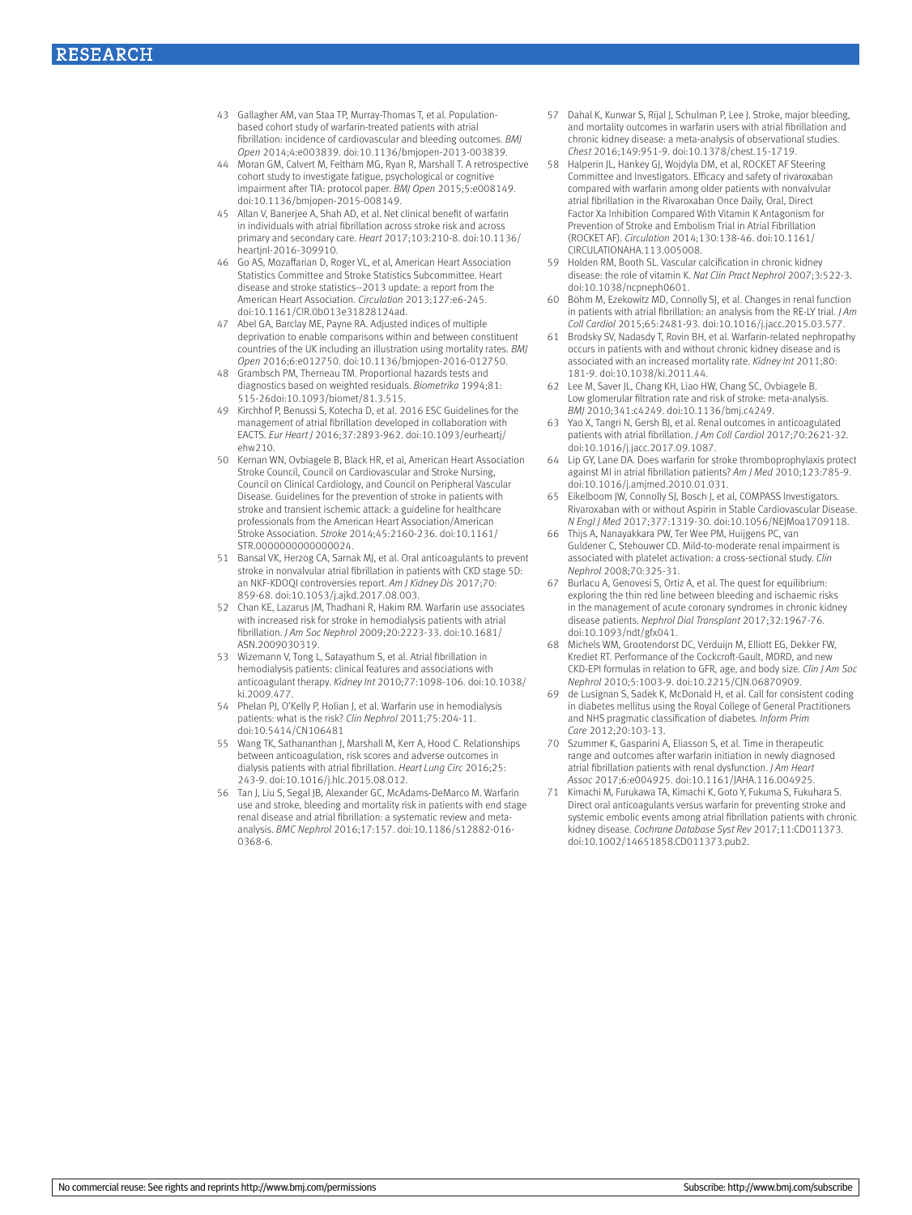43 Gallagher AM, van Staa TP, Murray-Thomas T, et al. Population-based cohort study of warfarin-treated patients with atrial fibrillation: incidence of cardiovascular and bleeding outcomes. *BMJ Open* 2014;4:e003839. doi:10.1136/bmjopen-2013-003839.

44 Moran GM, Calvert M, Feltham MG, Ryan R, Marshall T. A retrospective cohort study to investigate fatigue, psychological or cognitive impairment after TIA: protocol paper. *BMJ Open* 2015;5:e008149. doi:10.1136/bmjopen-2015-008149.

45 Allan V, Banerjee A, Shah AD, et al. Net clinical benefit of warfarin in individuals with atrial fibrillation across stroke risk and across primary and secondary care. *Heart* 2017;103:210-8. doi:10.1136/heartjnl-2016-309910.

46 Go AS, Mozaffarian D, Roger VL, et al, American Heart Association Statistics Committee and Stroke Statistics Subcommittee. Heart disease and stroke statistics--2013 update: a report from the American Heart Association. *Circulation* 2013;127:e6-245. doi:10.1161/CIR.0b013e31828124ad.

47 Abel GA, Barclay ME, Payne RA. Adjusted indices of multiple deprivation to enable comparisons within and between constituent countries of the UK including an illustration using mortality rates. *BMJ Open* 2016;6:e012750. doi:10.1136/bmjopen-2016-012750.

48 Grambsch PM, Therneau TM. Proportional hazards tests and diagnostics based on weighted residuals. *Biometrika* 1994;81:515-26doi:10.1093/biomet/81.3.515.

49 Kirchhof P, Benussi S, Kotecha D, et al. 2016 ESC Guidelines for the management of atrial fibrillation developed in collaboration with EACTS. *Eur Heart J* 2016;37:2893-962. doi:10.1093/eurheartj/ehw210.

50 Kernan WN, Ovbiagele B, Black HR, et al, American Heart Association Stroke Council, Council on Cardiovascular and Stroke Nursing, Council on Clinical Cardiology, and Council on Peripheral Vascular Disease. Guidelines for the prevention of stroke in patients with stroke and transient ischemic attack: a guideline for healthcare professionals from the American Heart Association/American Stroke Association. *Stroke* 2014;45:2160-236. doi:10.1161/STR.0000000000000024.

51 Bansal VK, Herzog CA, Sarnak MJ, et al. Oral anticoagulants to prevent stroke in nonvalvular atrial fibrillation in patients with CKD stage 5D: an NKF-KDOQI controversies report. *Am J Kidney Dis* 2017;70:859-68. doi:10.1053/j.ajkd.2017.08.003.

52 Chan KE, Lazarus JM, Thadhani R, Hakim RM. Warfarin use associates with increased risk for stroke in hemodialysis patients with atrial fibrillation. *J Am Soc Nephrol* 2009;20:2223-33. doi:10.1681/ASN.2009030319.

53 Wizemann V, Tong L, Satayathum S, et al. Atrial fibrillation in hemodialysis patients: clinical features and associations with anticoagulant therapy. *Kidney Int* 2010;77:1098-106. doi:10.1038/ki.2009.477.

54 Phelan PJ, O'Kelly P, Holian J, et al. Warfarin use in hemodialysis patients: what is the risk? *Clin Nephrol* 2011;75:204-11. doi:10.5414/CN106481

55 Wang TK, Sathananthan J, Marshall M, Kerr A, Hood C. Relationships between anticoagulation, risk scores and adverse outcomes in dialysis patients with atrial fibrillation. *Heart Lung Circ* 2016;25:243-9. doi:10.1016/j.hlc.2015.08.012.

56 Tan J, Liu S, Segal JB, Alexander GC, McAdams-DeMarco M. Warfarin use and stroke, bleeding and mortality risk in patients with end stage renal disease and atrial fibrillation: a systematic review and meta-analysis. *BMC Nephrol* 2016;17:157. doi:10.1186/s12882-016-0368-6.

57 Dahal K, Kunwar S, Rijal J, Schulman P, Lee J. Stroke, major bleeding, and mortality outcomes in warfarin users with atrial fibrillation and chronic kidney disease: a meta-analysis of observational studies. *Chest* 2016;149:951-9. doi:10.1378/chest.15-1719.

58 Halperin JL, Hankey GJ, Wojdyla DM, et al, ROCKET AF Steering Committee and Investigators. Efficacy and safety of rivaroxaban compared with warfarin among older patients with nonvalvular atrial fibrillation in the Rivaroxaban Once Daily, Oral, Direct Factor Xa Inhibition Compared With Vitamin K Antagonism for Prevention of Stroke and Embolism Trial in Atrial Fibrillation (ROCKET AF). *Circulation* 2014;130:138-46. doi:10.1161/CIRCULATIONAHA.113.005008.

59 Holden RM, Booth SL. Vascular calcification in chronic kidney disease: the role of vitamin K. *Nat Clin Pract Nephrol* 2007;3:522-3. doi:10.1038/ncpneph0601.

60 Böhm M, Ezekowitz MD, Connolly SJ, et al. Changes in renal function in patients with atrial fibrillation: an analysis from the RE-LY trial. *J Am Coll Cardiol* 2015;65:2481-93. doi:10.1016/j.jacc.2015.03.577.

61 Brodsky SV, Nadasdy T, Rovin BH, et al. Warfarin-related nephropathy occurs in patients with and without chronic kidney disease and is associated with an increased mortality rate. *Kidney Int* 2011;80:181-9. doi:10.1038/ki.2011.44.

62 Lee M, Saver JL, Chang KH, Liao HW, Chang SC, Ovbiagele B. Low glomerular filtration rate and risk of stroke: meta-analysis. *BMJ* 2010;341:c4249. doi:10.1136/bmj.c4249.

63 Yao X, Tangri N, Gersh BJ, et al. Renal outcomes in anticoagulated patients with atrial fibrillation. *J Am Coll Cardiol* 2017;70:2621-32. doi:10.1016/j.jacc.2017.09.1087.

64 Lip GY, Lane DA. Does warfarin for stroke thromboprophylaxis protect against MI in atrial fibrillation patients? *Am J Med* 2010;123:785-9. doi:10.1016/j.amjmed.2010.01.031.

65 Eikelboom JW, Connolly SJ, Bosch J, et al, COMPASS Investigators. Rivaroxaban with or without Aspirin in Stable Cardiovascular Disease. *N Engl J Med* 2017;377:1319-30. doi:10.1056/NEJMoa1709118.

66 Thijs A, Nanayakkara PW, Ter Wee PM, Huijgens PC, van Guldener C, Stehouwer CD. Mild-to-moderate renal impairment is associated with platelet activation: a cross-sectional study. *Clin Nephrol* 2008;70:325-31.

67 Burlacu A, Genovesi S, Ortiz A, et al. The quest for equilibrium: exploring the thin red line between bleeding and ischaemic risks in the management of acute coronary syndromes in chronic kidney disease patients. *Nephrol Dial Transplant* 2017;32:1967-76. doi:10.1093/ndt/gfx041.

68 Michels WM, Grootendorst DC, Verduijn M, Elliott EG, Dekker FW, Krediet RT. Performance of the Cockcroft-Gault, MDRD, and new CKD-EPI formulas in relation to GFR, age, and body size. *Clin J Am Soc Nephrol* 2010;5:1003-9. doi:10.2215/CJN.06870909.

69 de Lusignan S, Sadek K, McDonald H, et al. Call for consistent coding in diabetes mellitus using the Royal College of General Practitioners and NHS pragmatic classification of diabetes. *Inform Prim Care* 2012;20:103-13.

70 Szummer K, Gasparini A, Eliasson S, et al. Time in therapeutic range and outcomes after warfarin initiation in newly diagnosed atrial fibrillation patients with renal dysfunction. *J Am Heart Assoc* 2017;6:e004925. doi:10.1161/JAHA.116.004925.

71 Kimachi M, Furukawa TA, Kimachi K, Goto Y, Fukuma S, Fukuhara S. Direct oral anticoagulants versus warfarin for preventing stroke and systemic embolic events among atrial fibrillation patients with chronic kidney disease. *Cochrane Database Syst Rev* 2017;11:CD011373. doi:10.1002/14651858.CD011373.pub2.